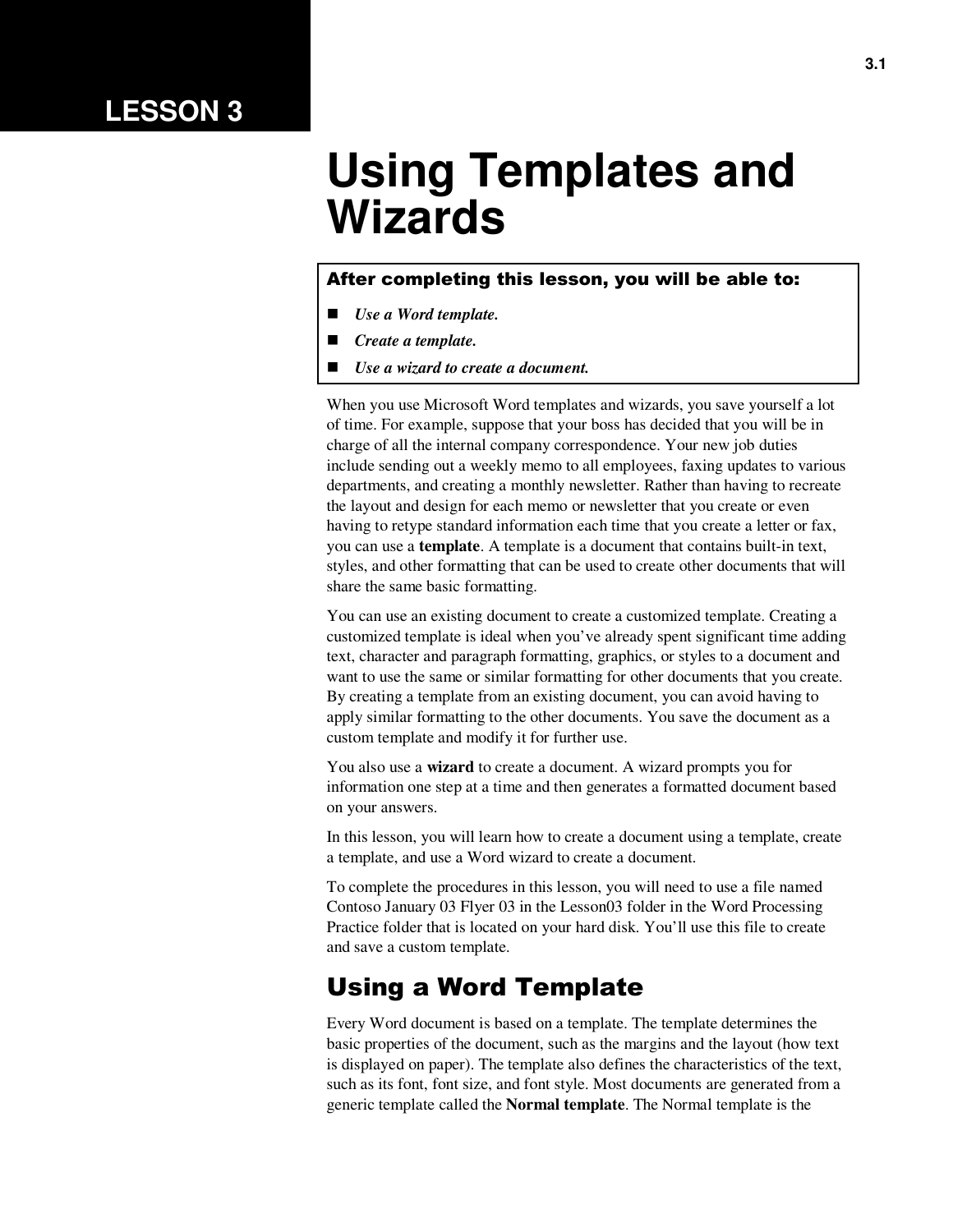# LESSON 3

# Using Templates and Wizards

**After completing this lesson, you will be able to:**

- ***Use a Word template.***
- ***Create a template.***
- ***Use a wizard to create a document.***

When you use Microsoft Word templates and wizards, you save yourself a lot of time. For example, suppose that your boss has decided that you will be in charge of all the internal company correspondence. Your new job duties include sending out a weekly memo to all employees, faxing updates to various departments, and creating a monthly newsletter. Rather than having to recreate the layout and design for each memo or newsletter that you create or even having to retype standard information each time that you create a letter or fax, you can use a **template**. A template is a document that contains built-in text, styles, and other formatting that can be used to create other documents that will share the same basic formatting.

You can use an existing document to create a customized template. Creating a customized template is ideal when you've already spent significant time adding text, character and paragraph formatting, graphics, or styles to a document and want to use the same or similar formatting for other documents that you create. By creating a template from an existing document, you can avoid having to apply similar formatting to the other documents. You save the document as a custom template and modify it for further use.

You also use a **wizard** to create a document. A wizard prompts you for information one step at a time and then generates a formatted document based on your answers.

In this lesson, you will learn how to create a document using a template, create a template, and use a Word wizard to create a document.

To complete the procedures in this lesson, you will need to use a file named Contoso January 03 Flyer 03 in the Lesson03 folder in the Word Processing Practice folder that is located on your hard disk. You'll use this file to create and save a custom template.

## Using a Word Template

Every Word document is based on a template. The template determines the basic properties of the document, such as the margins and the layout (how text is displayed on paper). The template also defines the characteristics of the text, such as its font, font size, and font style. Most documents are generated from a generic template called the **Normal template**. The Normal template is the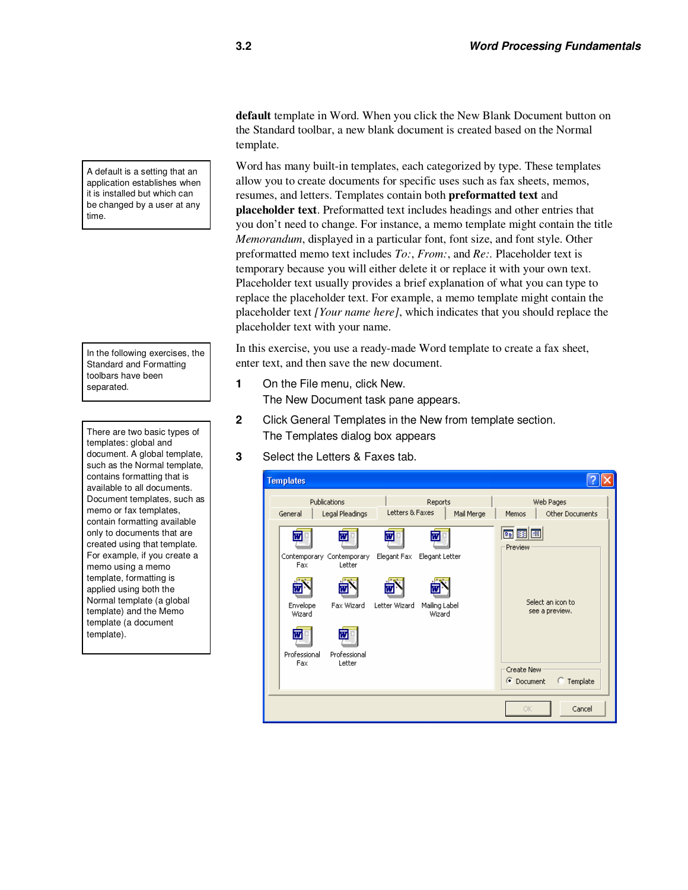**default** template in Word. When you click the New Blank Document button on the Standard toolbar, a new blank document is created based on the Normal template.

> A default is a setting that an application establishes when it is installed but which can be changed by a user at any time.

Word has many built-in templates, each categorized by type. These templates allow you to create documents for specific uses such as fax sheets, memos, resumes, and letters. Templates contain both **preformatted text** and **placeholder text**. Preformatted text includes headings and other entries that you don't need to change. For instance, a memo template might contain the title *Memorandum*, displayed in a particular font, font size, and font style. Other preformatted memo text includes *To:*, *From:*, and *Re:*. Placeholder text is temporary because you will either delete it or replace it with your own text. Placeholder text usually provides a brief explanation of what you can type to replace the placeholder text. For example, a memo template might contain the placeholder text *[Your name here]*, which indicates that you should replace the placeholder text with your name.

> In the following exercises, the Standard and Formatting toolbars have been separated.

> There are two basic types of templates: global and document. A global template, such as the Normal template, contains formatting that is available to all documents. Document templates, such as memo or fax templates, contain formatting available only to documents that are created using that template. For example, if you create a memo using a memo template, formatting is applied using both the Normal template (a global template) and the Memo template (a document template).

In this exercise, you use a ready-made Word template to create a fax sheet, enter text, and then save the new document.

1. On the File menu, click New.
   The New Document task pane appears.
2. Click General Templates in the New from template section.
   The Templates dialog box appears
3. Select the Letters & Faxes tab.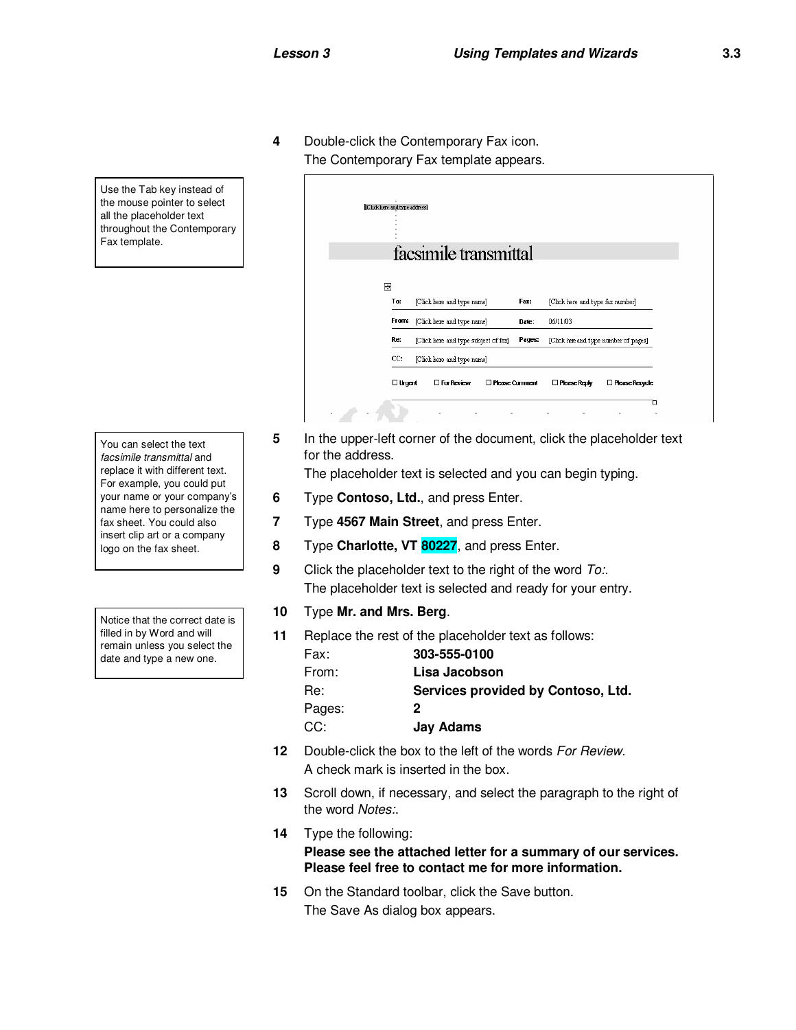4 Double-click the Contemporary Fax icon.
The Contemporary Fax template appears.

> Use the Tab key instead of the mouse pointer to select all the placeholder text throughout the Contemporary Fax template.

5 In the upper-left corner of the document, click the placeholder text for the address.
The placeholder text is selected and you can begin typing.

> You can select the text *facsimile transmittal* and replace it with different text. For example, you could put your name or your company's name here to personalize the fax sheet. You could also insert clip art or a company logo on the fax sheet.

6 Type **Contoso, Ltd.**, and press Enter.

7 Type **4567 Main Street**, and press Enter.

8 Type **Charlotte, VT 80227**, and press Enter.

9 Click the placeholder text to the right of the word *To:*.
The placeholder text is selected and ready for your entry.

> Notice that the correct date is filled in by Word and will remain unless you select the date and type a new one.

10 Type **Mr. and Mrs. Berg**.

11 Replace the rest of the placeholder text as follows:

| | |
|---|---|
| Fax: | **303-555-0100** |
| From: | **Lisa Jacobson** |
| Re: | **Services provided by Contoso, Ltd.** |
| Pages: | **2** |
| CC: | **Jay Adams** |

12 Double-click the box to the left of the words *For Review*.
A check mark is inserted in the box.

13 Scroll down, if necessary, and select the paragraph to the right of the word *Notes:*.

14 Type the following:
**Please see the attached letter for a summary of our services. Please feel free to contact me for more information.**

15 On the Standard toolbar, click the Save button.
The Save As dialog box appears.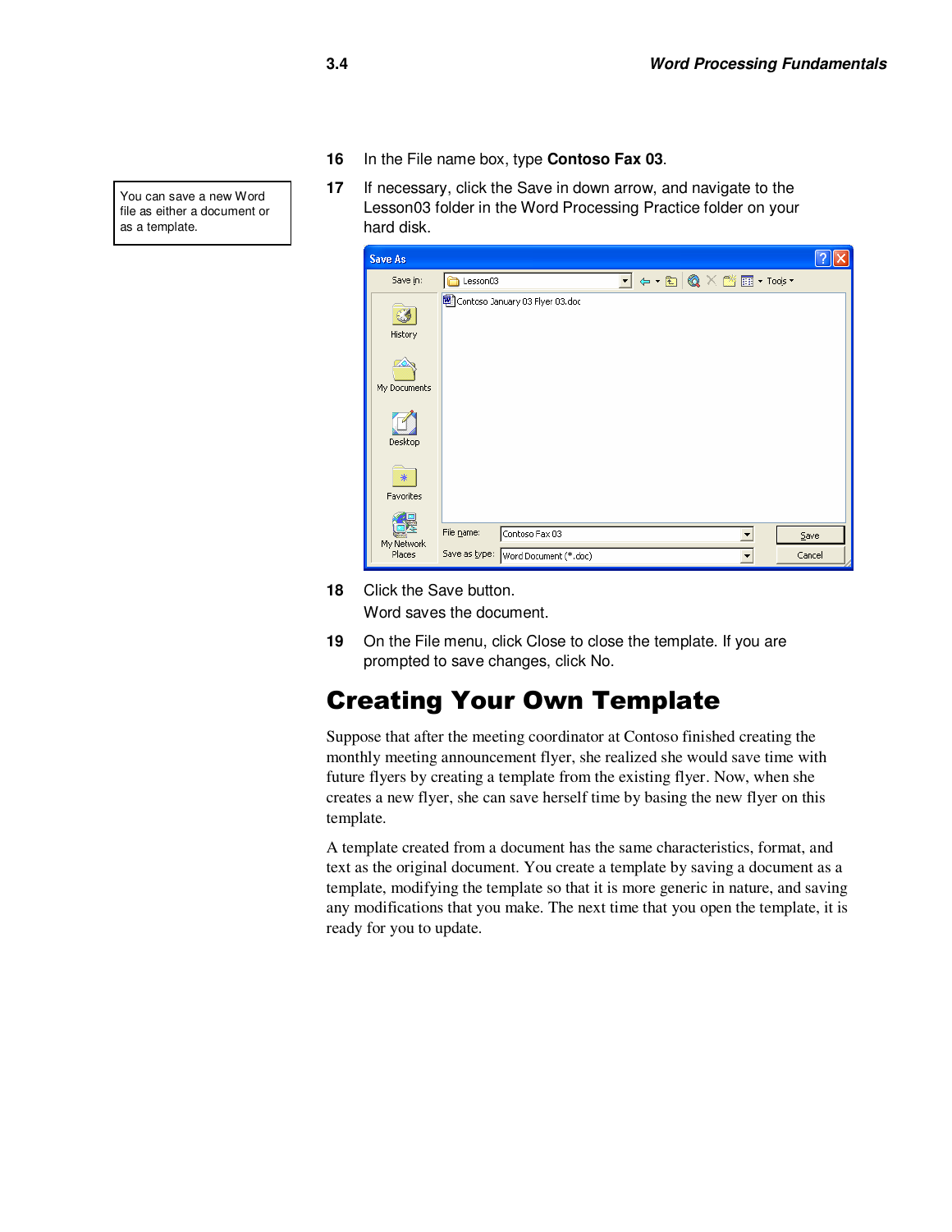16 In the File name box, type **Contoso Fax 03**.

You can save a new Word file as either a document or as a template.

17 If necessary, click the Save in down arrow, and navigate to the Lesson03 folder in the Word Processing Practice folder on your hard disk.

18 Click the Save button.

Word saves the document.

19 On the File menu, click Close to close the template. If you are prompted to save changes, click No.

# Creating Your Own Template

Suppose that after the meeting coordinator at Contoso finished creating the monthly meeting announcement flyer, she realized she would save time with future flyers by creating a template from the existing flyer. Now, when she creates a new flyer, she can save herself time by basing the new flyer on this template.

A template created from a document has the same characteristics, format, and text as the original document. You create a template by saving a document as a template, modifying the template so that it is more generic in nature, and saving any modifications that you make. The next time that you open the template, it is ready for you to update.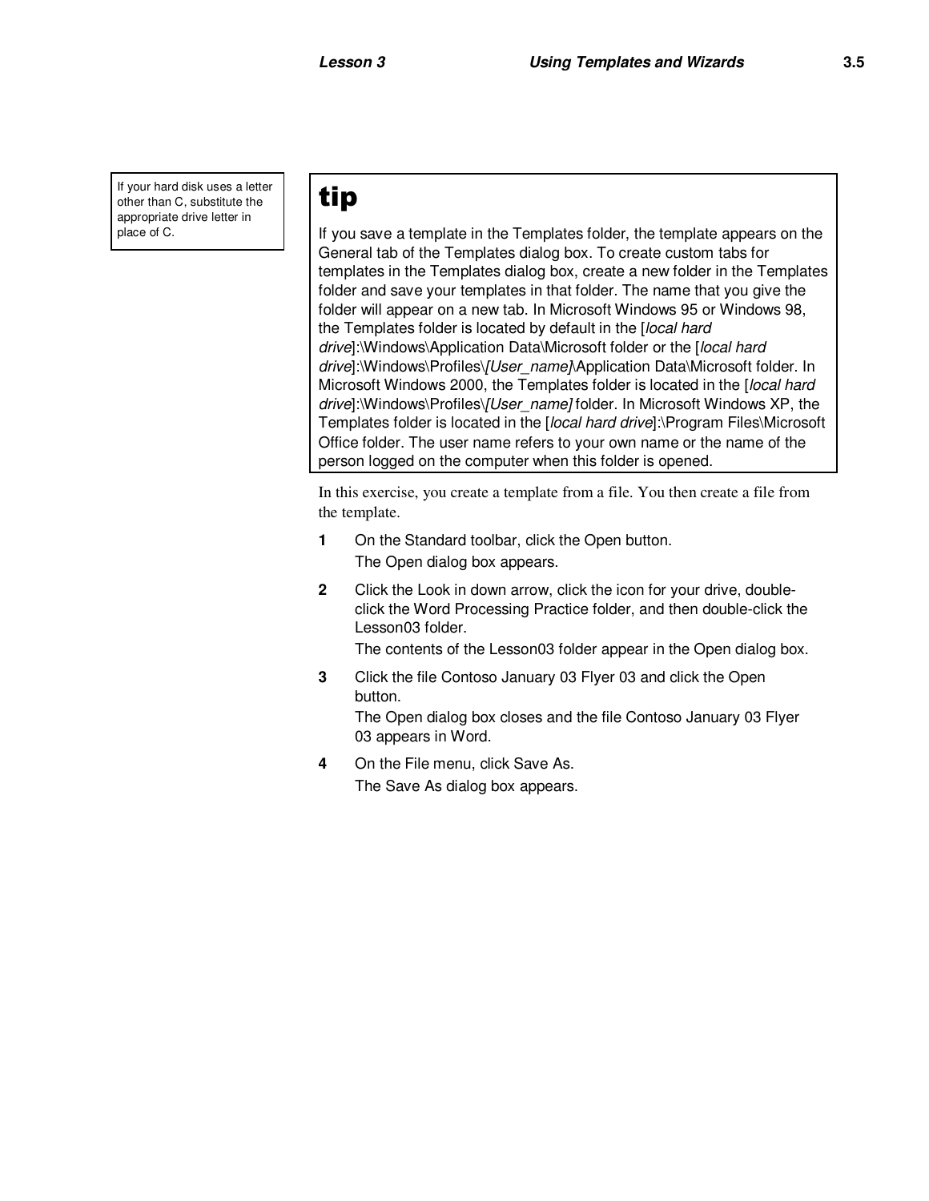If your hard disk uses a letter other than C, substitute the appropriate drive letter in place of C.

> **tip**
>
> If you save a template in the Templates folder, the template appears on the General tab of the Templates dialog box. To create custom tabs for templates in the Templates dialog box, create a new folder in the Templates folder and save your templates in that folder. The name that you give the folder will appear on a new tab. In Microsoft Windows 95 or Windows 98, the Templates folder is located by default in the [*local hard drive*]:\Windows\Application Data\Microsoft folder or the [*local hard drive*]:\Windows\Profiles\[*User_name*]\Application Data\Microsoft folder. In Microsoft Windows 2000, the Templates folder is located in the [*local hard drive*]:\Windows\Profiles\[*User_name*] folder. In Microsoft Windows XP, the Templates folder is located in the [*local hard drive*]:\Program Files\Microsoft Office folder. The user name refers to your own name or the name of the person logged on the computer when this folder is opened.

In this exercise, you create a template from a file. You then create a file from the template.

1. On the Standard toolbar, click the Open button.
   The Open dialog box appears.
2. Click the Look in down arrow, click the icon for your drive, double-click the Word Processing Practice folder, and then double-click the Lesson03 folder.
   The contents of the Lesson03 folder appear in the Open dialog box.
3. Click the file Contoso January 03 Flyer 03 and click the Open button.
   The Open dialog box closes and the file Contoso January 03 Flyer 03 appears in Word.
4. On the File menu, click Save As.
   The Save As dialog box appears.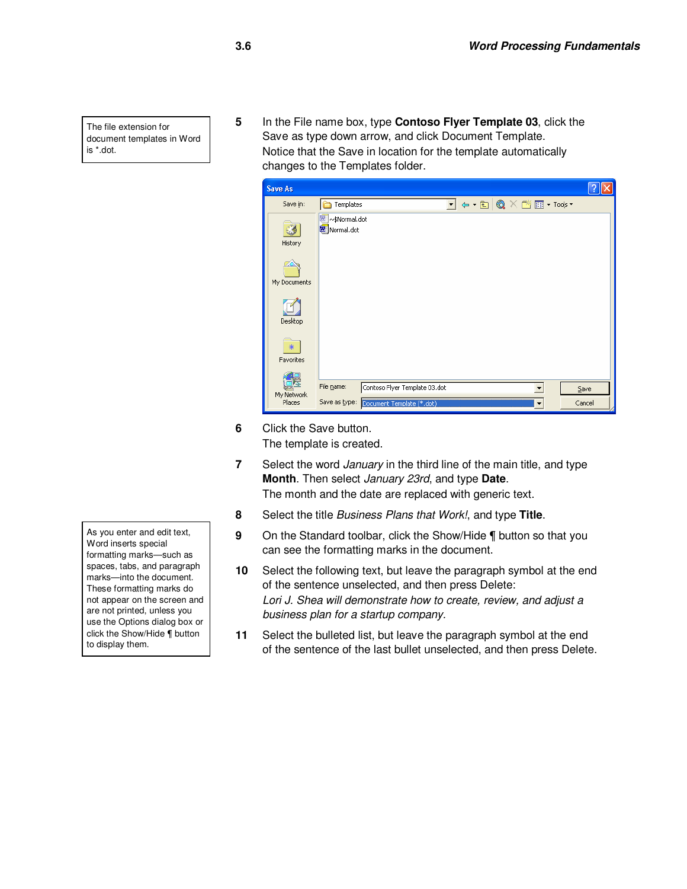The file extension for document templates in Word is *.dot.

5 In the File name box, type **Contoso Flyer Template 03**, click the Save as type down arrow, and click Document Template.
Notice that the Save in location for the template automatically changes to the Templates folder.

6 Click the Save button.
The template is created.

7 Select the word *January* in the third line of the main title, and type **Month**. Then select *January 23rd*, and type **Date**.
The month and the date are replaced with generic text.

8 Select the title *Business Plans that Work!*, and type **Title**.

As you enter and edit text, Word inserts special formatting marks—such as spaces, tabs, and paragraph marks—into the document. These formatting marks do not appear on the screen and are not printed, unless you use the Options dialog box or click the Show/Hide ¶ button to display them.

9 On the Standard toolbar, click the Show/Hide ¶ button so that you can see the formatting marks in the document.

10 Select the following text, but leave the paragraph symbol at the end of the sentence unselected, and then press Delete:
*Lori J. Shea will demonstrate how to create, review, and adjust a business plan for a startup company.*

11 Select the bulleted list, but leave the paragraph symbol at the end of the sentence of the last bullet unselected, and then press Delete.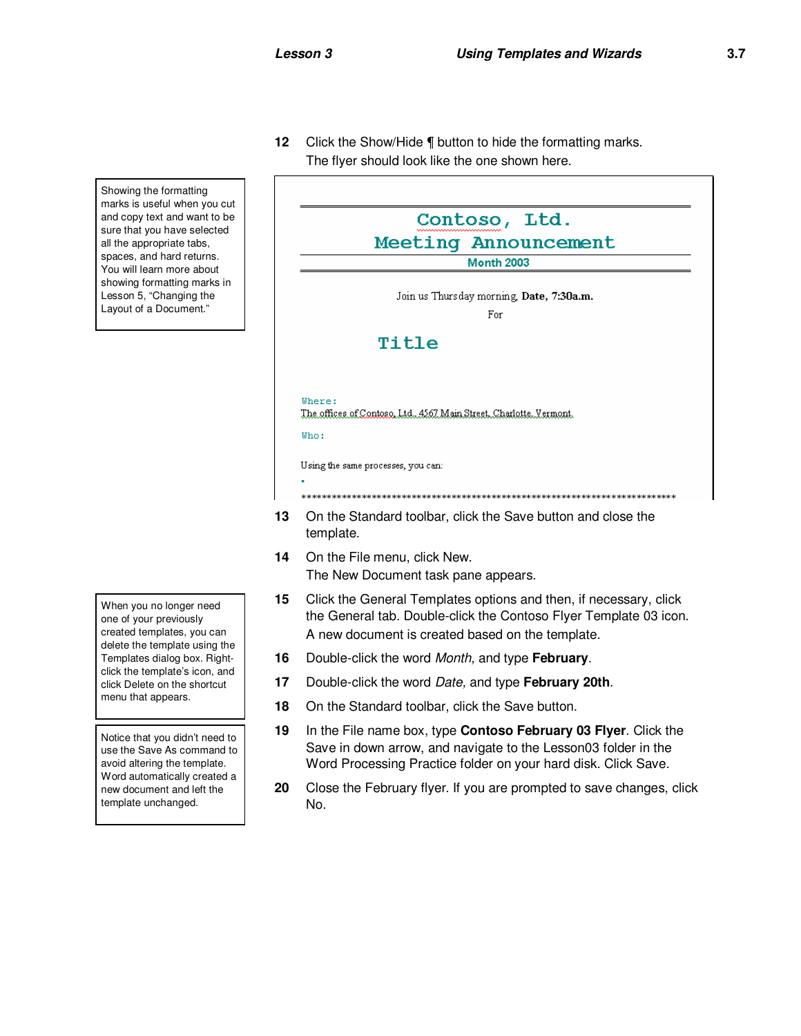12 Click the Show/Hide ¶ button to hide the formatting marks.
The flyer should look like the one shown here.

> Showing the formatting marks is useful when you cut and copy text and want to be sure that you have selected all the appropriate tabs, spaces, and hard returns. You will learn more about showing formatting marks in Lesson 5, "Changing the Layout of a Document."

Contoso, Ltd.
Meeting Announcement
Month 2003

Join us Thursday morning, **Date, 7:30a.m.**
For

Title

Where:
The offices of Contoso, Ltd., 4567 Main Street, Charlotte, Vermont.

Who:

Using the same processes, you can:

**************************************************************************

13 On the Standard toolbar, click the Save button and close the template.

14 On the File menu, click New.
The New Document task pane appears.

> When you no longer need one of your previously created templates, you can delete the template using the Templates dialog box. Right-click the template's icon, and click Delete on the shortcut menu that appears.

15 Click the General Templates options and then, if necessary, click the General tab. Double-click the Contoso Flyer Template 03 icon.
A new document is created based on the template.

16 Double-click the word *Month,* and type **February**.

17 Double-click the word *Date,* and type **February 20th**.

18 On the Standard toolbar, click the Save button.

> Notice that you didn't need to use the Save As command to avoid altering the template. Word automatically created a new document and left the template unchanged.

19 In the File name box, type **Contoso February 03 Flyer**. Click the Save in down arrow, and navigate to the Lesson03 folder in the Word Processing Practice folder on your hard disk. Click Save.

20 Close the February flyer. If you are prompted to save changes, click No.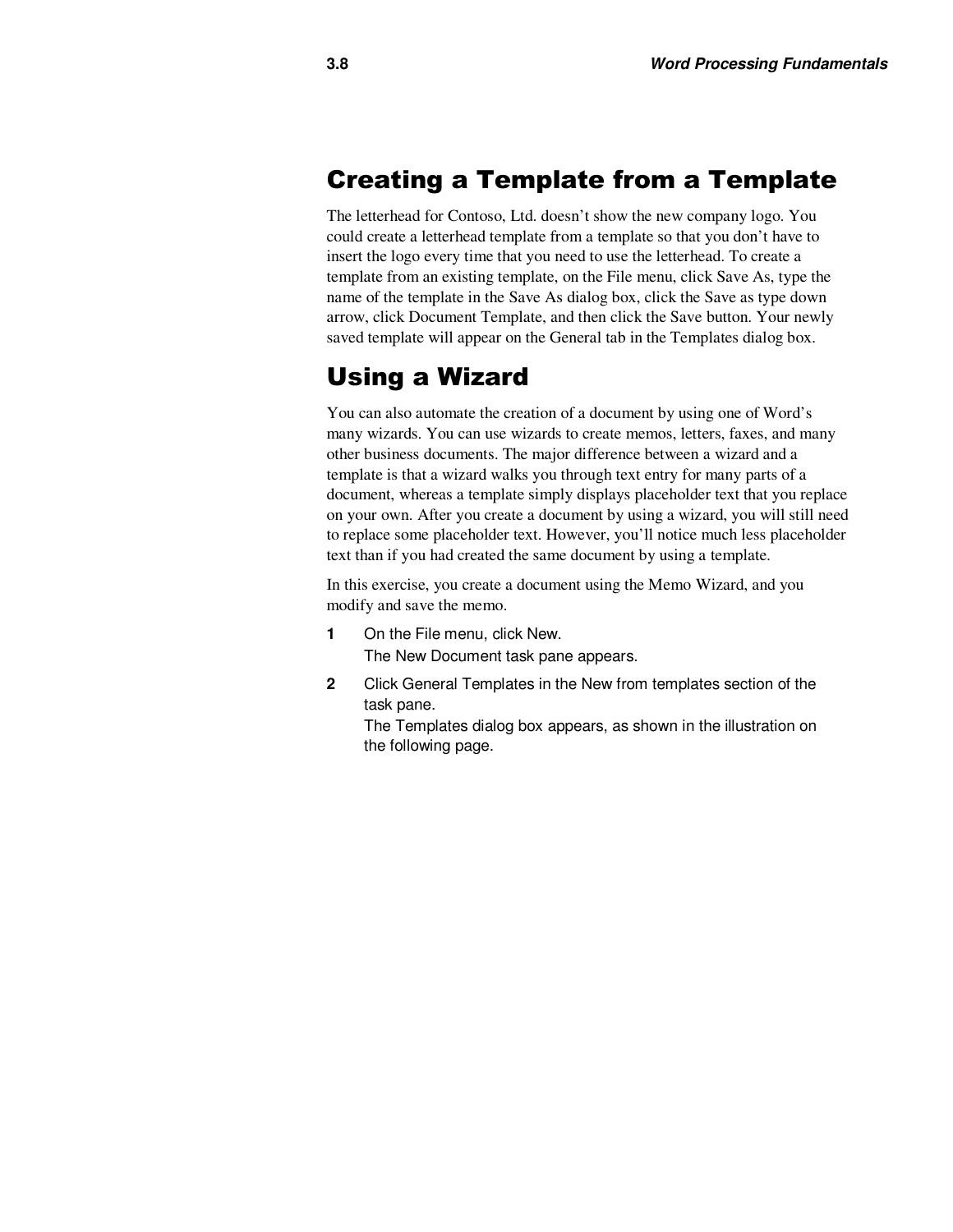## Creating a Template from a Template

The letterhead for Contoso, Ltd. doesn't show the new company logo. You could create a letterhead template from a template so that you don't have to insert the logo every time that you need to use the letterhead. To create a template from an existing template, on the File menu, click Save As, type the name of the template in the Save As dialog box, click the Save as type down arrow, click Document Template, and then click the Save button. Your newly saved template will appear on the General tab in the Templates dialog box.

## Using a Wizard

You can also automate the creation of a document by using one of Word's many wizards. You can use wizards to create memos, letters, faxes, and many other business documents. The major difference between a wizard and a template is that a wizard walks you through text entry for many parts of a document, whereas a template simply displays placeholder text that you replace on your own. After you create a document by using a wizard, you will still need to replace some placeholder text. However, you'll notice much less placeholder text than if you had created the same document by using a template.

In this exercise, you create a document using the Memo Wizard, and you modify and save the memo.

1. On the File menu, click New.
   The New Document task pane appears.
2. Click General Templates in the New from templates section of the task pane.
   The Templates dialog box appears, as shown in the illustration on the following page.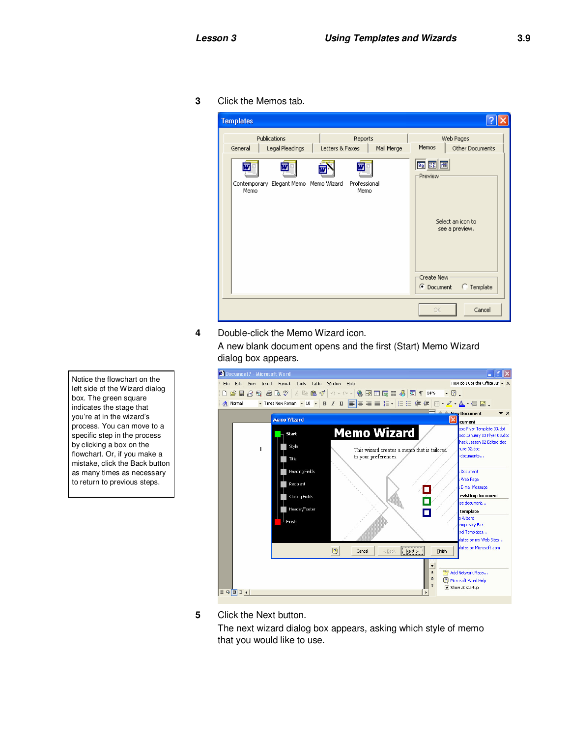3. Click the Memos tab.

4. Double-click the Memo Wizard icon.

   A new blank document opens and the first (Start) Memo Wizard dialog box appears.

> Notice the flowchart on the left side of the Wizard dialog box. The green square indicates the stage that you're at in the wizard's process. You can move to a specific step in the process by clicking a box on the flowchart. Or, if you make a mistake, click the Back button as many times as necessary to return to previous steps.

5. Click the Next button.

   The next wizard dialog box appears, asking which style of memo that you would like to use.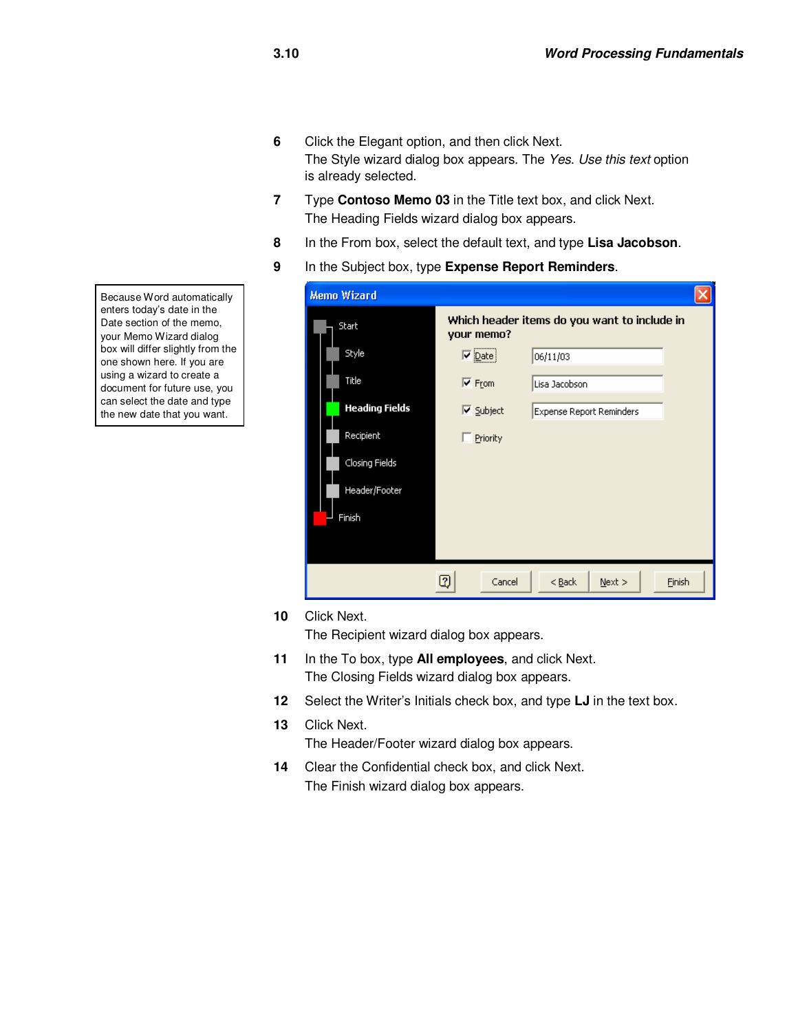6 Click the Elegant option, and then click Next.
   The Style wizard dialog box appears. The *Yes. Use this text* option is already selected.

7 Type **Contoso Memo 03** in the Title text box, and click Next.
   The Heading Fields wizard dialog box appears.

8 In the From box, select the default text, and type **Lisa Jacobson**.

9 In the Subject box, type **Expense Report Reminders**.

Because Word automatically enters today's date in the Date section of the memo, your Memo Wizard dialog box will differ slightly from the one shown here. If you are using a wizard to create a document for future use, you can select the date and type the new date that you want.

10 Click Next.
   The Recipient wizard dialog box appears.

11 In the To box, type **All employees**, and click Next.
   The Closing Fields wizard dialog box appears.

12 Select the Writer's Initials check box, and type **LJ** in the text box.

13 Click Next.
   The Header/Footer wizard dialog box appears.

14 Clear the Confidential check box, and click Next.
   The Finish wizard dialog box appears.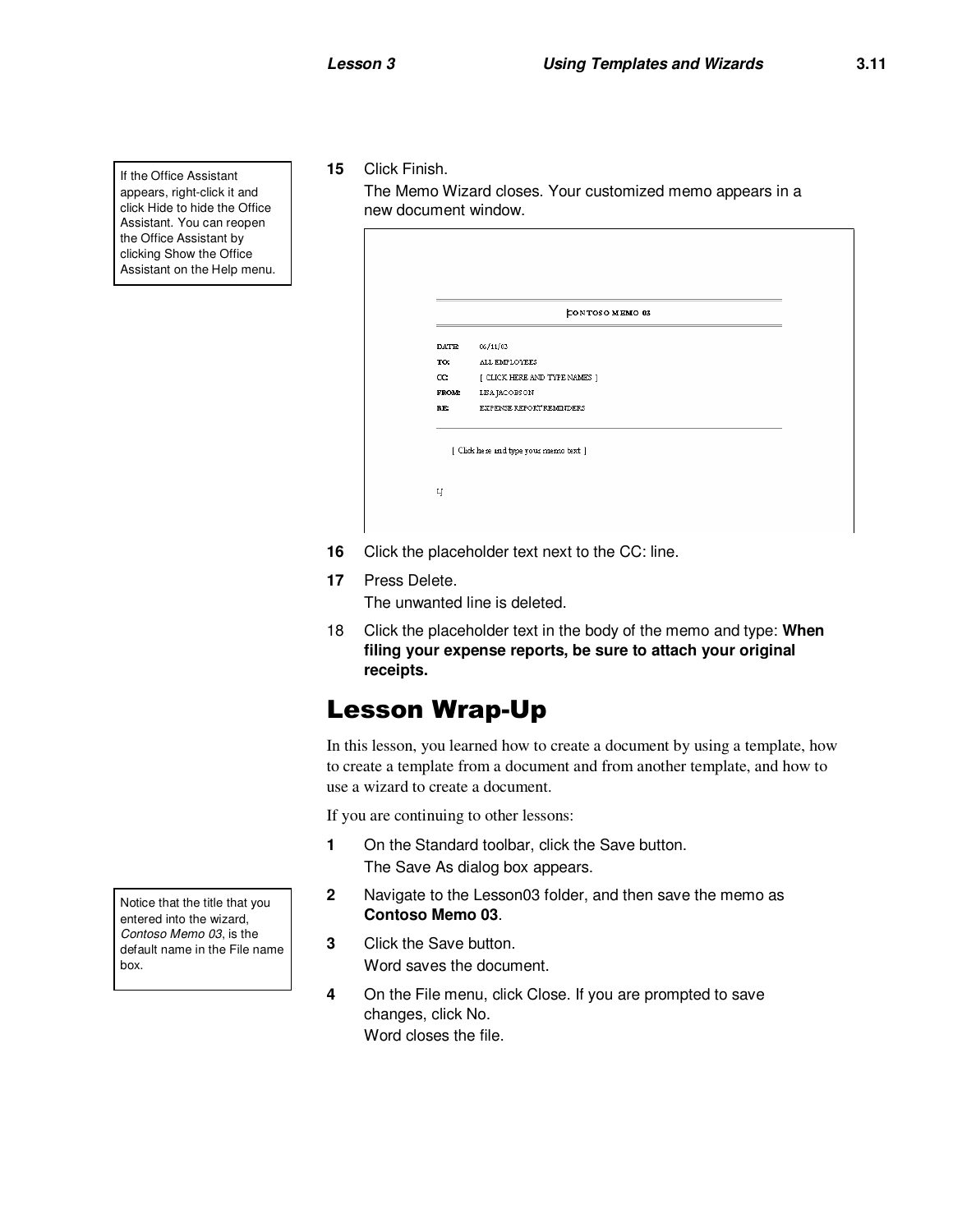> If the Office Assistant appears, right-click it and click Hide to hide the Office Assistant. You can reopen the Office Assistant by clicking Show the Office Assistant on the Help menu.

**15** Click Finish.

The Memo Wizard closes. Your customized memo appears in a new document window.

CONTOSO MEMO 03

DATE: 06/11/03
TO: ALL EMPLOYEES
CC: [ CLICK HERE AND TYPE NAMES ]
FROM: LISA JACOBSON
RE: EXPENSE REPORT REMINDERS

[ Click here and type your memo text ]

**16** Click the placeholder text next to the CC: line.

**17** Press Delete.

The unwanted line is deleted.

18 Click the placeholder text in the body of the memo and type: **When filing your expense reports, be sure to attach your original receipts.**

# Lesson Wrap-Up

In this lesson, you learned how to create a document by using a template, how to create a template from a document and from another template, and how to use a wizard to create a document.

If you are continuing to other lessons:

**1** On the Standard toolbar, click the Save button.

The Save As dialog box appears.

> Notice that the title that you entered into the wizard, *Contoso Memo 03*, is the default name in the File name box.

**2** Navigate to the Lesson03 folder, and then save the memo as **Contoso Memo 03**.

**3** Click the Save button.

Word saves the document.

**4** On the File menu, click Close. If you are prompted to save changes, click No.

Word closes the file.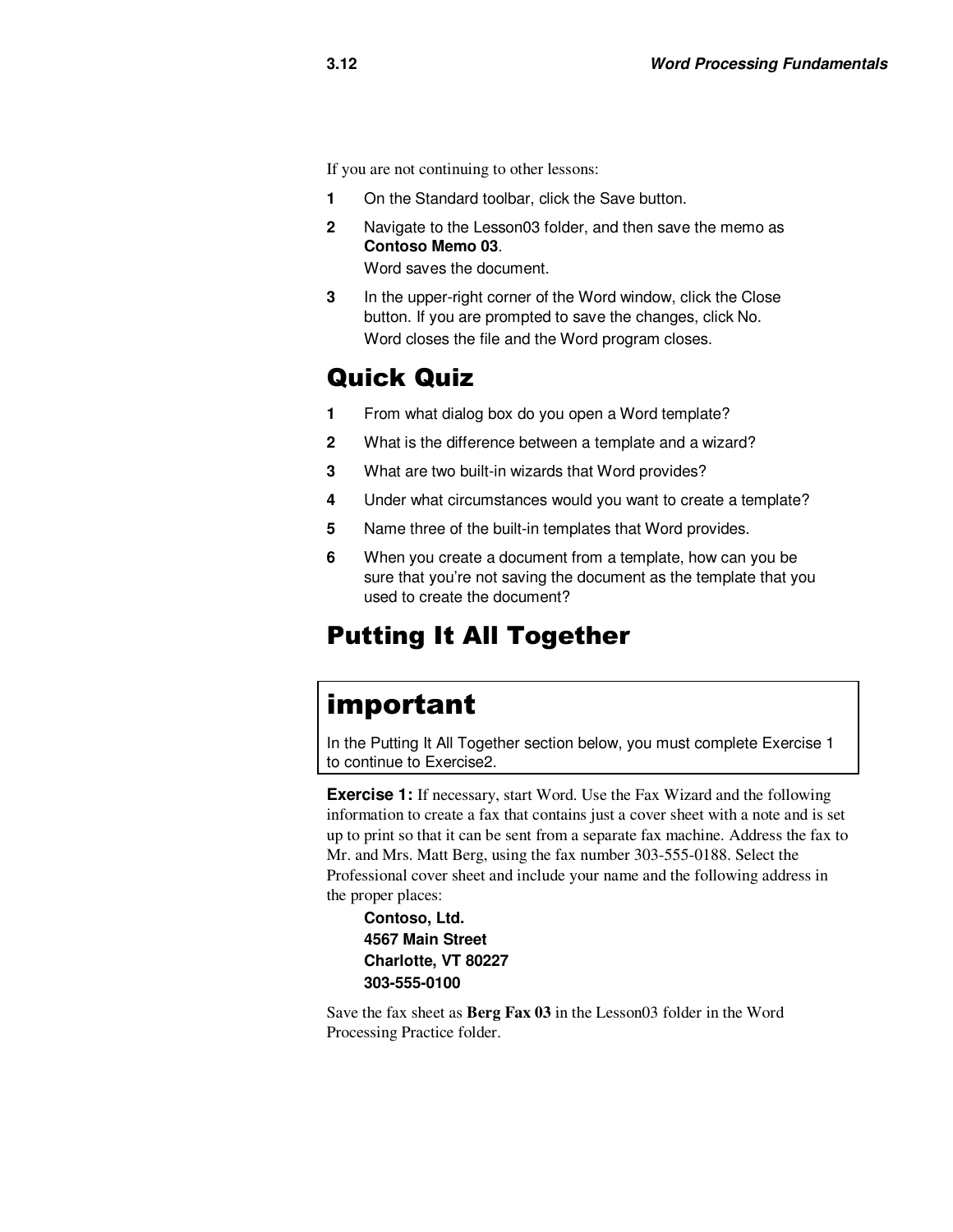If you are not continuing to other lessons:

1. On the Standard toolbar, click the Save button.
2. Navigate to the Lesson03 folder, and then save the memo as **Contoso Memo 03**.

   Word saves the document.
3. In the upper-right corner of the Word window, click the Close button. If you are prompted to save the changes, click No.

   Word closes the file and the Word program closes.

## Quick Quiz

1. From what dialog box do you open a Word template?
2. What is the difference between a template and a wizard?
3. What are two built-in wizards that Word provides?
4. Under what circumstances would you want to create a template?
5. Name three of the built-in templates that Word provides.
6. When you create a document from a template, how can you be sure that you're not saving the document as the template that you used to create the document?

## Putting It All Together

> ### important
>
> In the Putting It All Together section below, you must complete Exercise 1 to continue to Exercise2.

**Exercise 1:** If necessary, start Word. Use the Fax Wizard and the following information to create a fax that contains just a cover sheet with a note and is set up to print so that it can be sent from a separate fax machine. Address the fax to Mr. and Mrs. Matt Berg, using the fax number 303-555-0188. Select the Professional cover sheet and include your name and the following address in the proper places:

**Contoso, Ltd.**
**4567 Main Street**
**Charlotte, VT 80227**
**303-555-0100**

Save the fax sheet as **Berg Fax 03** in the Lesson03 folder in the Word Processing Practice folder.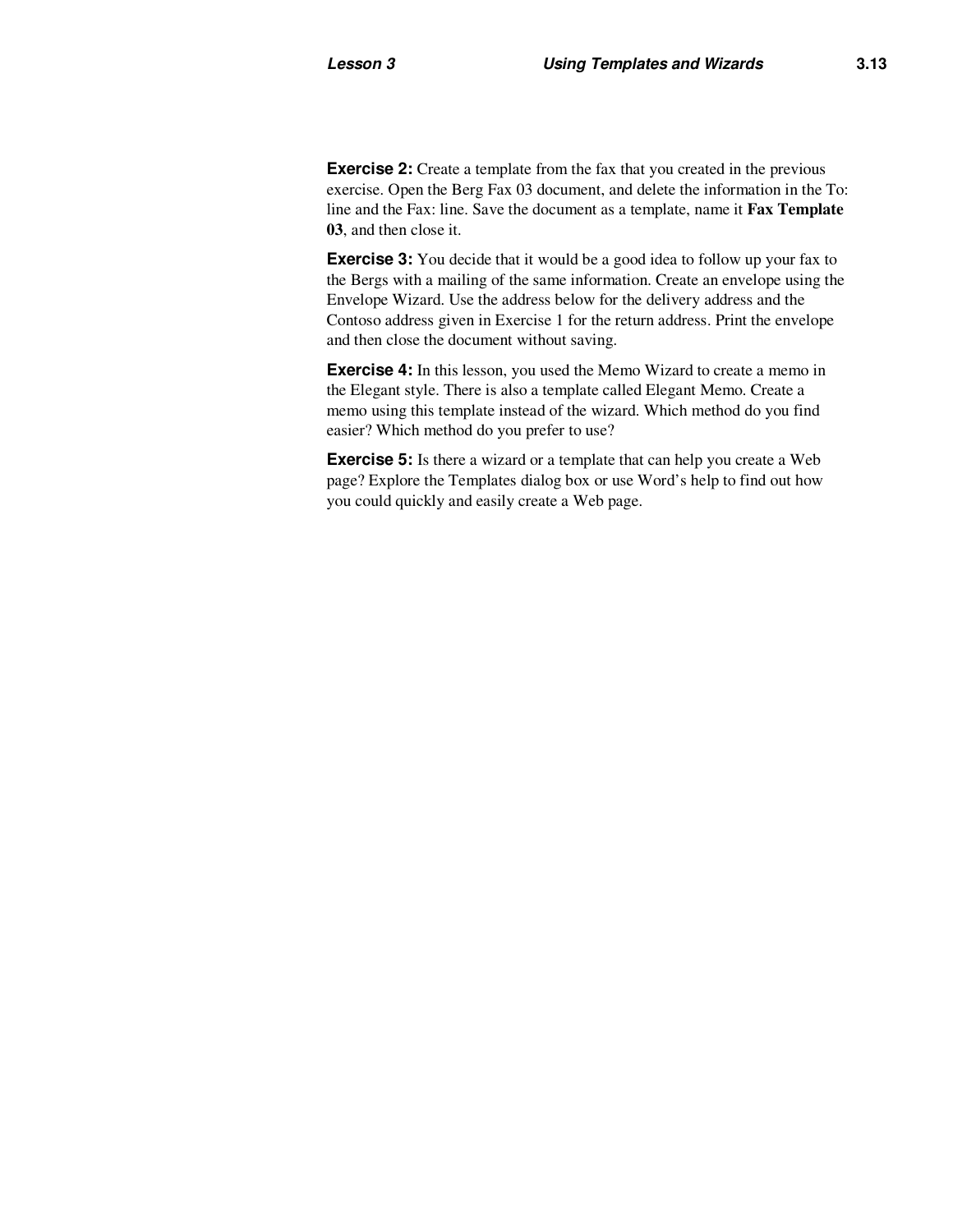**Exercise 2:** Create a template from the fax that you created in the previous exercise. Open the Berg Fax 03 document, and delete the information in the To: line and the Fax: line. Save the document as a template, name it **Fax Template 03**, and then close it.

**Exercise 3:** You decide that it would be a good idea to follow up your fax to the Bergs with a mailing of the same information. Create an envelope using the Envelope Wizard. Use the address below for the delivery address and the Contoso address given in Exercise 1 for the return address. Print the envelope and then close the document without saving.

**Exercise 4:** In this lesson, you used the Memo Wizard to create a memo in the Elegant style. There is also a template called Elegant Memo. Create a memo using this template instead of the wizard. Which method do you find easier? Which method do you prefer to use?

**Exercise 5:** Is there a wizard or a template that can help you create a Web page? Explore the Templates dialog box or use Word's help to find out how you could quickly and easily create a Web page.